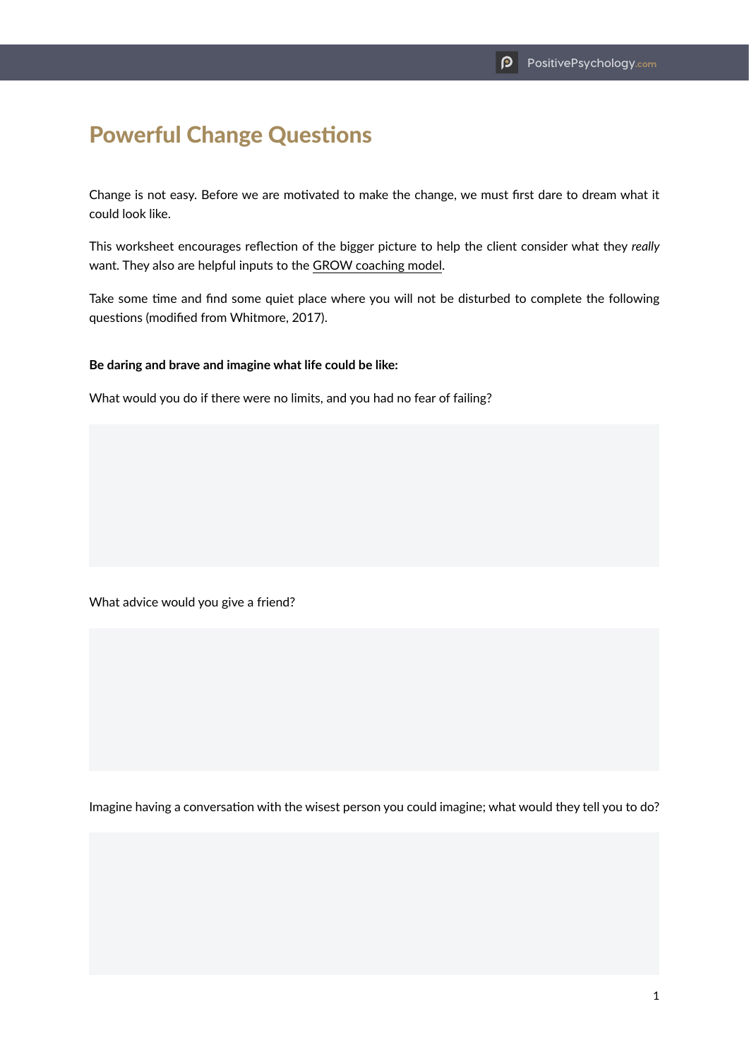# Powerful Change Questions

Change is not easy. Before we are motivated to make the change, we must first dare to dream what it could look like.

This worksheet encourages reflection of the bigger picture to help the client consider what they *really* want. They also are helpful inputs to the GROW coaching model.

Take some time and find some quiet place where you will not be disturbed to complete the following questions (modified from Whitmore, 2017).

**Be daring and brave and imagine what life could be like:**

What would you do if there were no limits, and you had no fear of failing?

What advice would you give a friend?

Imagine having a conversation with the wisest person you could imagine; what would they tell you to do?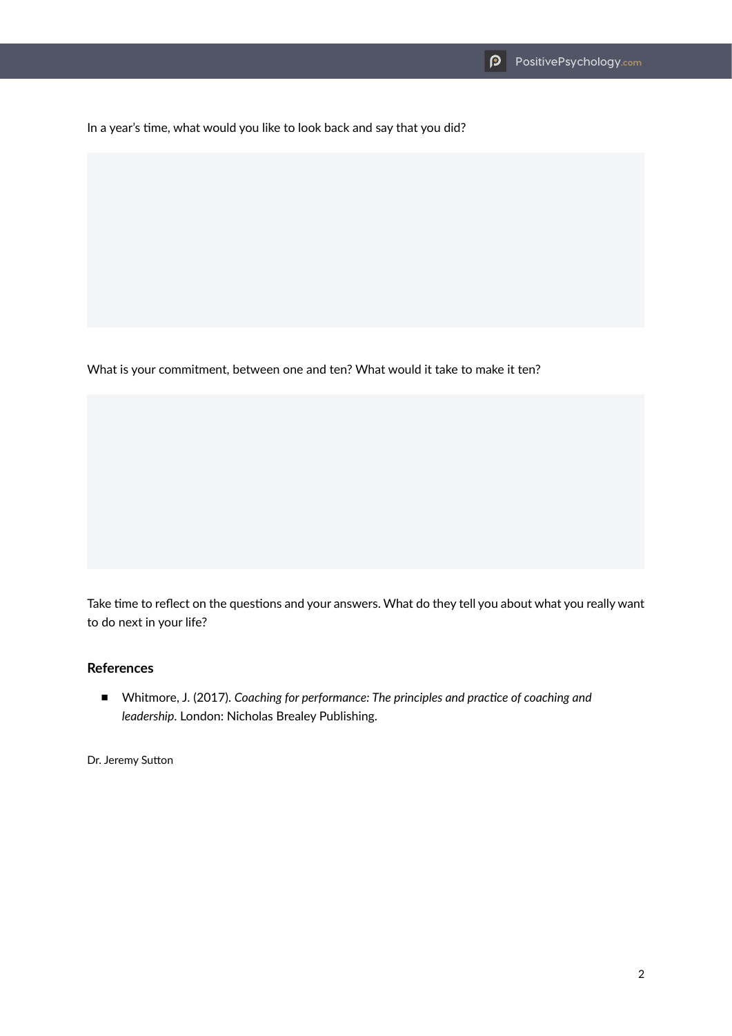In a year's time, what would you like to look back and say that you did?

What is your commitment, between one and ten? What would it take to make it ten?

Take time to reflect on the questions and your answers. What do they tell you about what you really want to do next in your life?

### References

- Whitmore, J. (2017). *Coaching for performance: The principles and practice of coaching and leadership*. London: Nicholas Brealey Publishing.

Dr. Jeremy Sutton